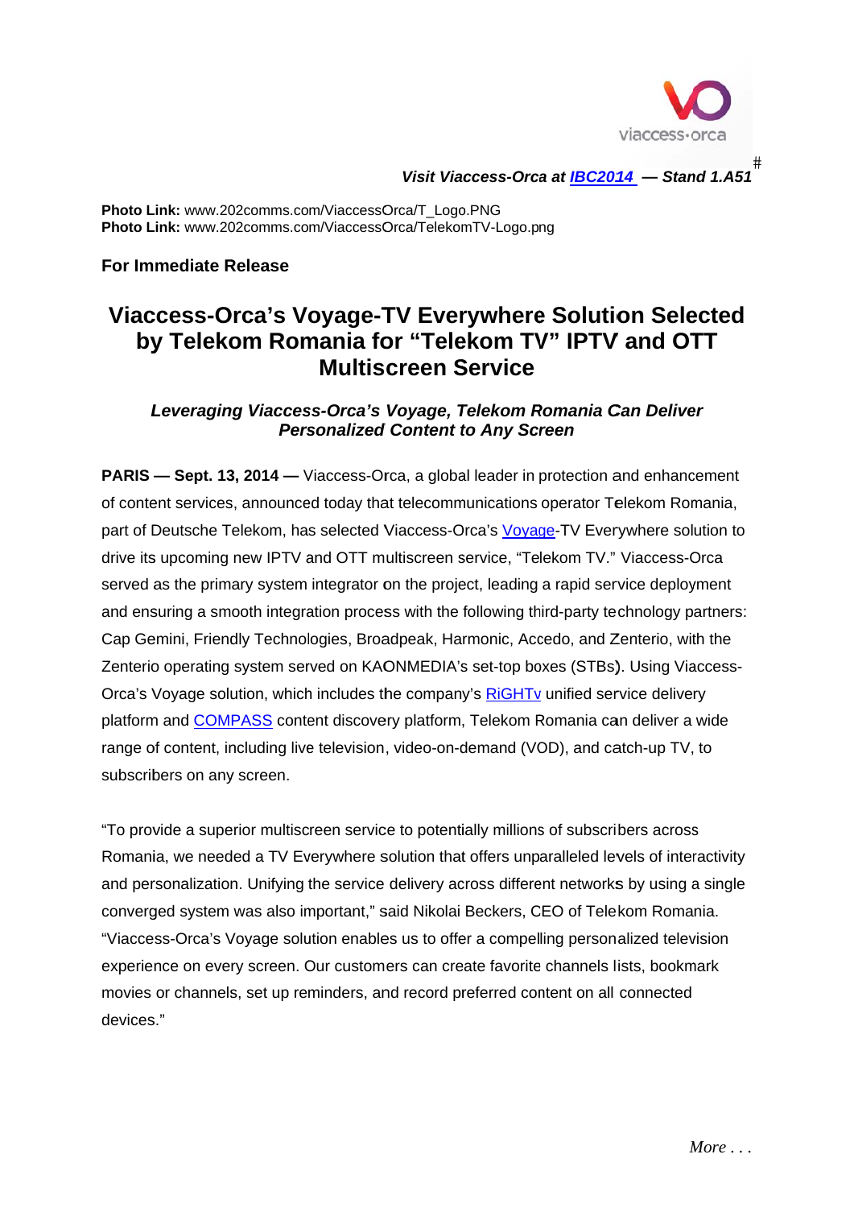viaccess·orca

*Visit Viaccess-Orca at [IBC2014](IBC2014) — Stand 1.A51*

**Photo Link:** www.202comms.com/ViaccessOrca/T_Logo.PNG
**Photo Link:** www.202comms.com/ViaccessOrca/TelekomTV-Logo.png

**For Immediate Release**

# Viaccess-Orca's Voyage-TV Everywhere Solution Selected by Telekom Romania for "Telekom TV" IPTV and OTT Multiscreen Service

### *Leveraging Viaccess-Orca's Voyage, Telekom Romania Can Deliver Personalized Content to Any Screen*

**PARIS — Sept. 13, 2014 —** Viaccess-Orca, a global leader in protection and enhancement of content services, announced today that telecommunications operator Telekom Romania, part of Deutsche Telekom, has selected Viaccess-Orca's Voyage-TV Everywhere solution to drive its upcoming new IPTV and OTT multiscreen service, "Telekom TV." Viaccess-Orca served as the primary system integrator on the project, leading a rapid service deployment and ensuring a smooth integration process with the following third-party technology partners: Cap Gemini, Friendly Technologies, Broadpeak, Harmonic, Accedo, and Zenterio, with the Zenterio operating system served on KAONMEDIA's set-top boxes (STBs). Using Viaccess-Orca's Voyage solution, which includes the company's RiGHTv unified service delivery platform and COMPASS content discovery platform, Telekom Romania can deliver a wide range of content, including live television, video-on-demand (VOD), and catch-up TV, to subscribers on any screen.

"To provide a superior multiscreen service to potentially millions of subscribers across Romania, we needed a TV Everywhere solution that offers unparalleled levels of interactivity and personalization. Unifying the service delivery across different networks by using a single converged system was also important," said Nikolai Beckers, CEO of Telekom Romania. "Viaccess-Orca's Voyage solution enables us to offer a compelling personalized television experience on every screen. Our customers can create favorite channels lists, bookmark movies or channels, set up reminders, and record preferred content on all connected devices."

*More . . .*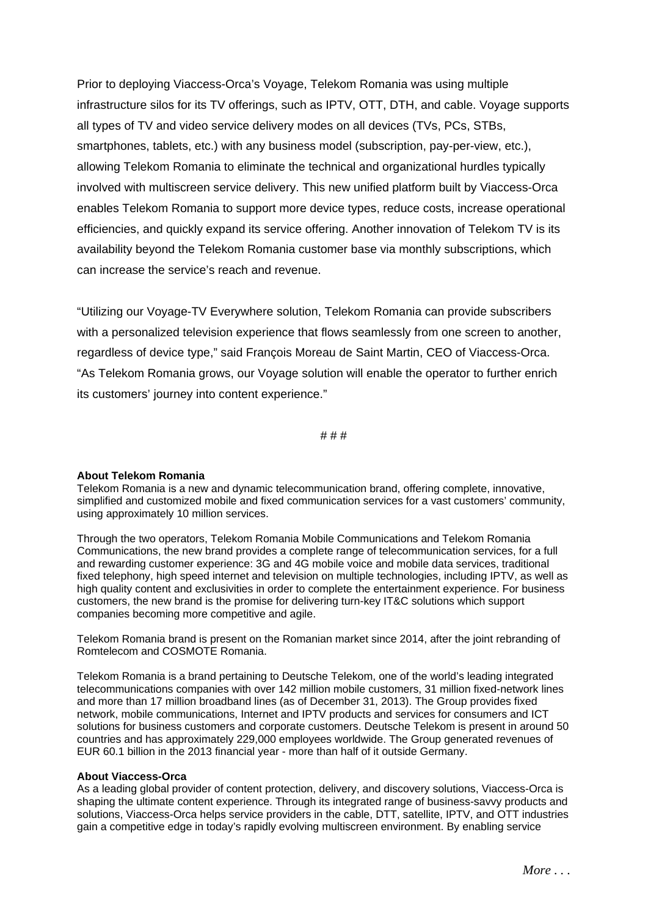Prior to deploying Viaccess-Orca's Voyage, Telekom Romania was using multiple infrastructure silos for its TV offerings, such as IPTV, OTT, DTH, and cable. Voyage supports all types of TV and video service delivery modes on all devices (TVs, PCs, STBs, smartphones, tablets, etc.) with any business model (subscription, pay-per-view, etc.), allowing Telekom Romania to eliminate the technical and organizational hurdles typically involved with multiscreen service delivery. This new unified platform built by Viaccess-Orca enables Telekom Romania to support more device types, reduce costs, increase operational efficiencies, and quickly expand its service offering. Another innovation of Telekom TV is its availability beyond the Telekom Romania customer base via monthly subscriptions, which can increase the service's reach and revenue.

"Utilizing our Voyage-TV Everywhere solution, Telekom Romania can provide subscribers with a personalized television experience that flows seamlessly from one screen to another, regardless of device type," said François Moreau de Saint Martin, CEO of Viaccess-Orca. "As Telekom Romania grows, our Voyage solution will enable the operator to further enrich its customers' journey into content experience."

# # #

**About Telekom Romania**
Telekom Romania is a new and dynamic telecommunication brand, offering complete, innovative, simplified and customized mobile and fixed communication services for a vast customers' community, using approximately 10 million services.

Through the two operators, Telekom Romania Mobile Communications and Telekom Romania Communications, the new brand provides a complete range of telecommunication services, for a full and rewarding customer experience: 3G and 4G mobile voice and mobile data services, traditional fixed telephony, high speed internet and television on multiple technologies, including IPTV, as well as high quality content and exclusivities in order to complete the entertainment experience. For business customers, the new brand is the promise for delivering turn-key IT&C solutions which support companies becoming more competitive and agile.

Telekom Romania brand is present on the Romanian market since 2014, after the joint rebranding of Romtelecom and COSMOTE Romania.

Telekom Romania is a brand pertaining to Deutsche Telekom, one of the world's leading integrated telecommunications companies with over 142 million mobile customers, 31 million fixed-network lines and more than 17 million broadband lines (as of December 31, 2013). The Group provides fixed network, mobile communications, Internet and IPTV products and services for consumers and ICT solutions for business customers and corporate customers. Deutsche Telekom is present in around 50 countries and has approximately 229,000 employees worldwide. The Group generated revenues of EUR 60.1 billion in the 2013 financial year - more than half of it outside Germany.

**About Viaccess-Orca**
As a leading global provider of content protection, delivery, and discovery solutions, Viaccess-Orca is shaping the ultimate content experience. Through its integrated range of business-savvy products and solutions, Viaccess-Orca helps service providers in the cable, DTT, satellite, IPTV, and OTT industries gain a competitive edge in today's rapidly evolving multiscreen environment. By enabling service

*More . . .*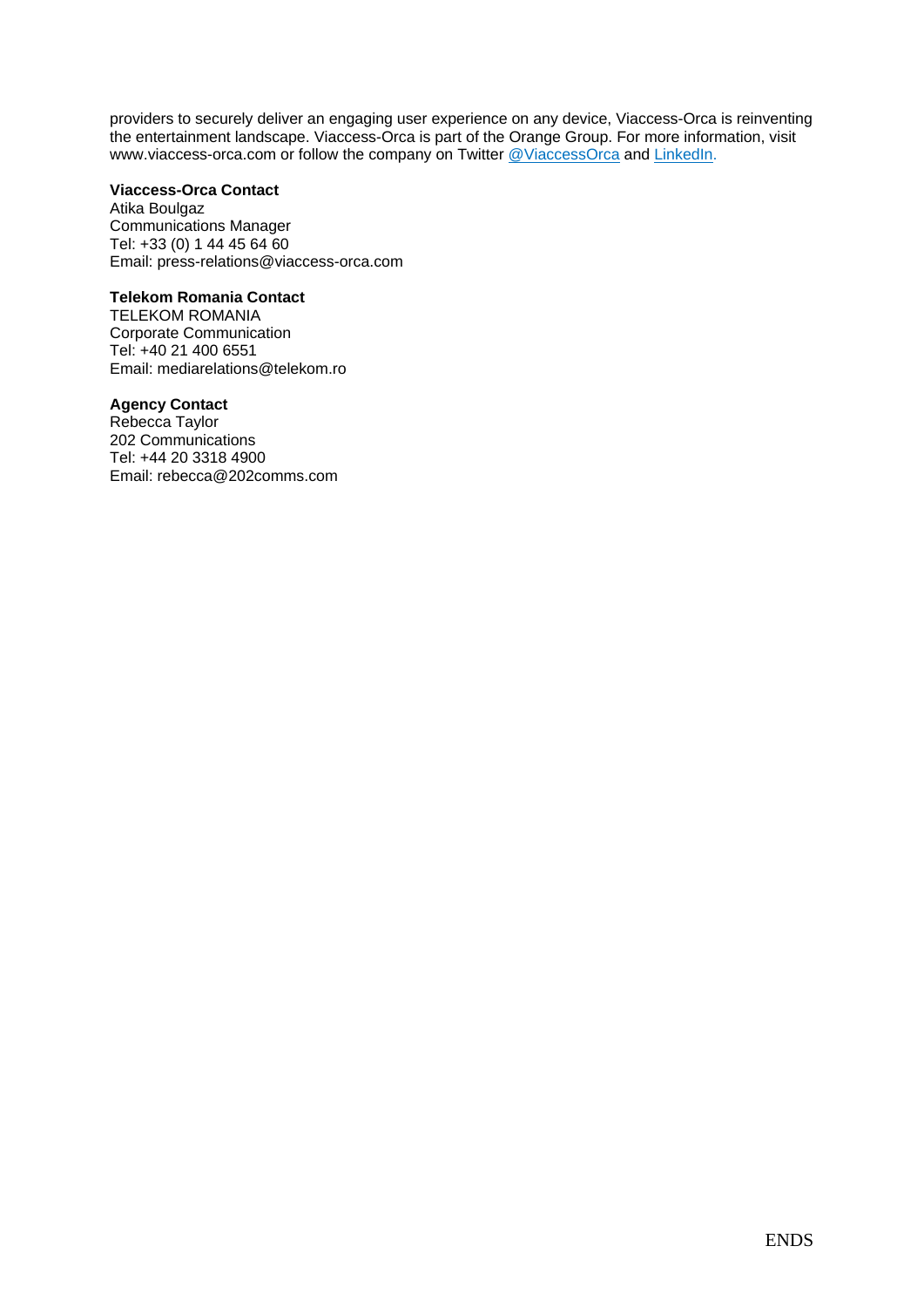providers to securely deliver an engaging user experience on any device, Viaccess-Orca is reinventing the entertainment landscape. Viaccess-Orca is part of the Orange Group. For more information, visit www.viaccess-orca.com or follow the company on Twitter @ViaccessOrca and LinkedIn.

**Viaccess-Orca Contact**
Atika Boulgaz
Communications Manager
Tel: +33 (0) 1 44 45 64 60
Email: press-relations@viaccess-orca.com

**Telekom Romania Contact**
TELEKOM ROMANIA
Corporate Communication
Tel: +40 21 400 6551
Email: mediarelations@telekom.ro

**Agency Contact**
Rebecca Taylor
202 Communications
Tel: +44 20 3318 4900
Email: rebecca@202comms.com

ENDS